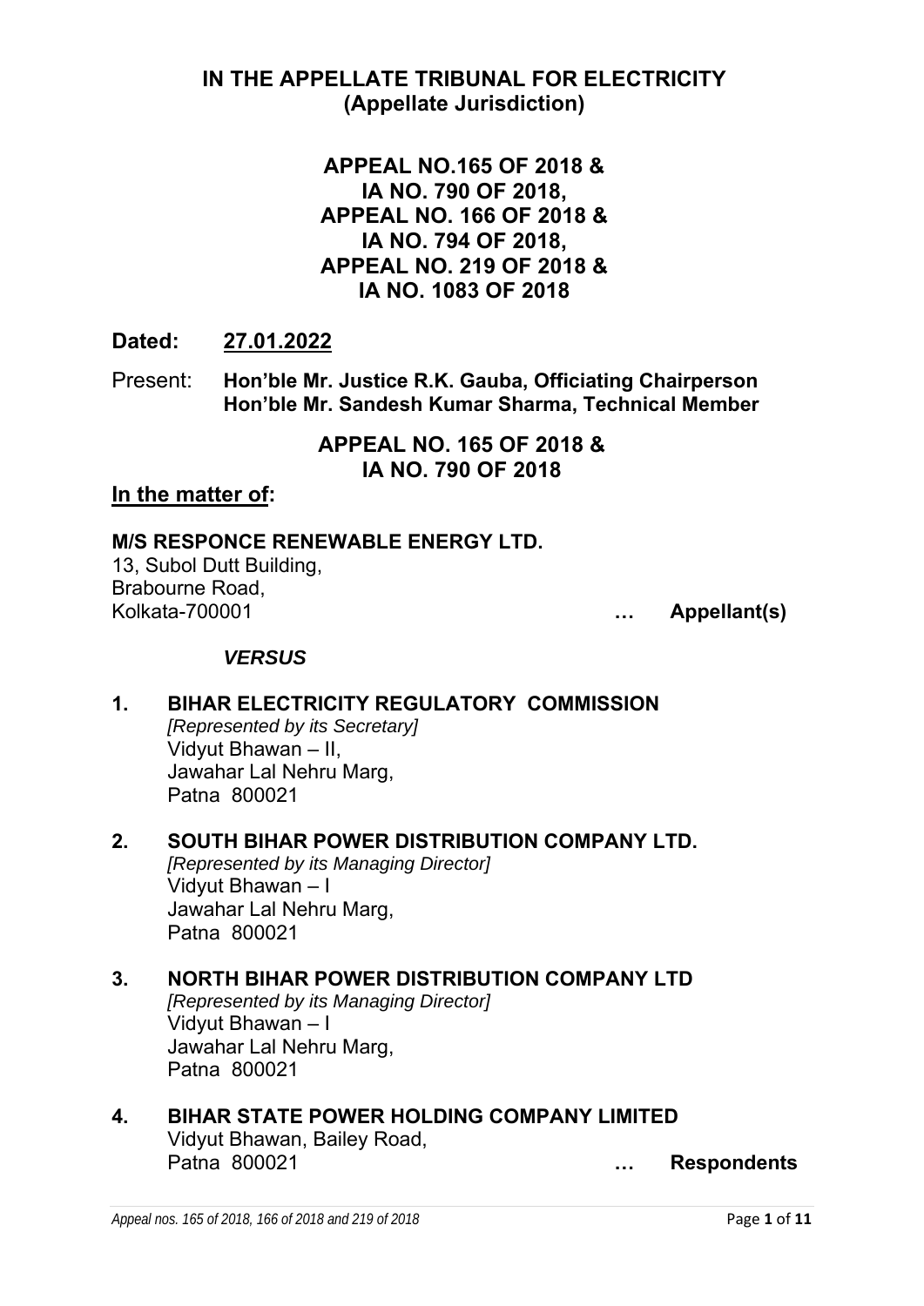# IN THE APPELLATE TRIBUNAL FOR ELECTRICITY
## (Appellate Jurisdiction)

**APPEAL NO.165 OF 2018 &**
**IA NO. 790 OF 2018,**
**APPEAL NO. 166 OF 2018 &**
**IA NO. 794 OF 2018,**
**APPEAL NO. 219 OF 2018 &**
**IA NO. 1083 OF 2018**

**Dated:** **27.01.2022**

Present: **Hon'ble Mr. Justice R.K. Gauba, Officiating Chairperson**
**Hon'ble Mr. Sandesh Kumar Sharma, Technical Member**

**APPEAL NO. 165 OF 2018 &**
**IA NO. 790 OF 2018**

**In the matter of:**

**M/S RESPONCE RENEWABLE ENERGY LTD.**
13, Subol Dutt Building,
Brabourne Road,
Kolkata-700001 **… Appellant(s)**

***VERSUS***

1. **BIHAR ELECTRICITY REGULATORY COMMISSION**
   *[Represented by its Secretary]*
   Vidyut Bhawan – II,
   Jawahar Lal Nehru Marg,
   Patna 800021

2. **SOUTH BIHAR POWER DISTRIBUTION COMPANY LTD.**
   *[Represented by its Managing Director]*
   Vidyut Bhawan – I
   Jawahar Lal Nehru Marg,
   Patna 800021

3. **NORTH BIHAR POWER DISTRIBUTION COMPANY LTD**
   *[Represented by its Managing Director]*
   Vidyut Bhawan – I
   Jawahar Lal Nehru Marg,
   Patna 800021

4. **BIHAR STATE POWER HOLDING COMPANY LIMITED**
   Vidyut Bhawan, Bailey Road,
   Patna 800021 **… Respondents**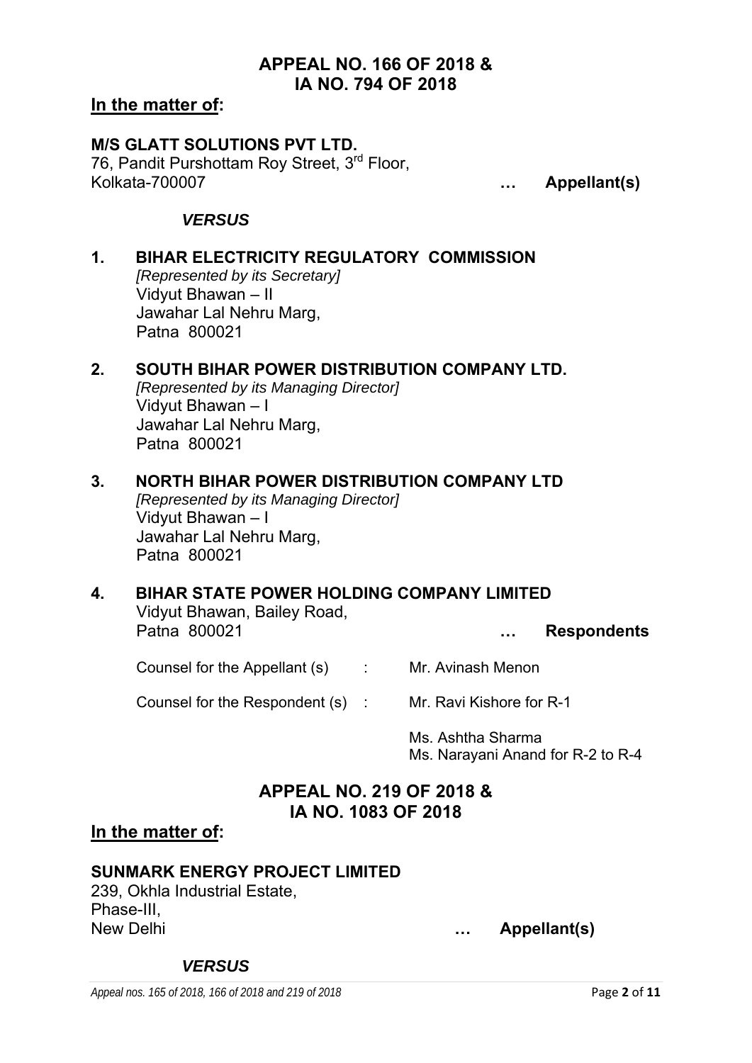## APPEAL NO. 166 OF 2018 &
## IA NO. 794 OF 2018

**In the matter of:**

**M/S GLATT SOLUTIONS PVT LTD.**
76, Pandit Purshottam Roy Street, 3rd Floor,
Kolkata-700007 **… Appellant(s)**

***VERSUS***

1. **BIHAR ELECTRICITY REGULATORY COMMISSION**
   *[Represented by its Secretary]*
   Vidyut Bhawan – II
   Jawahar Lal Nehru Marg,
   Patna 800021

2. **SOUTH BIHAR POWER DISTRIBUTION COMPANY LTD.**
   *[Represented by its Managing Director]*
   Vidyut Bhawan – I
   Jawahar Lal Nehru Marg,
   Patna 800021

3. **NORTH BIHAR POWER DISTRIBUTION COMPANY LTD**
   *[Represented by its Managing Director]*
   Vidyut Bhawan – I
   Jawahar Lal Nehru Marg,
   Patna 800021

4. **BIHAR STATE POWER HOLDING COMPANY LIMITED**
   Vidyut Bhawan, Bailey Road,
   Patna 800021 **… Respondents**

Counsel for the Appellant (s) : Mr. Avinash Menon

Counsel for the Respondent (s) : Mr. Ravi Kishore for R-1

Ms. Ashtha Sharma
Ms. Narayani Anand for R-2 to R-4

## APPEAL NO. 219 OF 2018 &
## IA NO. 1083 OF 2018

**In the matter of:**

**SUNMARK ENERGY PROJECT LIMITED**
239, Okhla Industrial Estate,
Phase-III,
New Delhi **… Appellant(s)**

***VERSUS***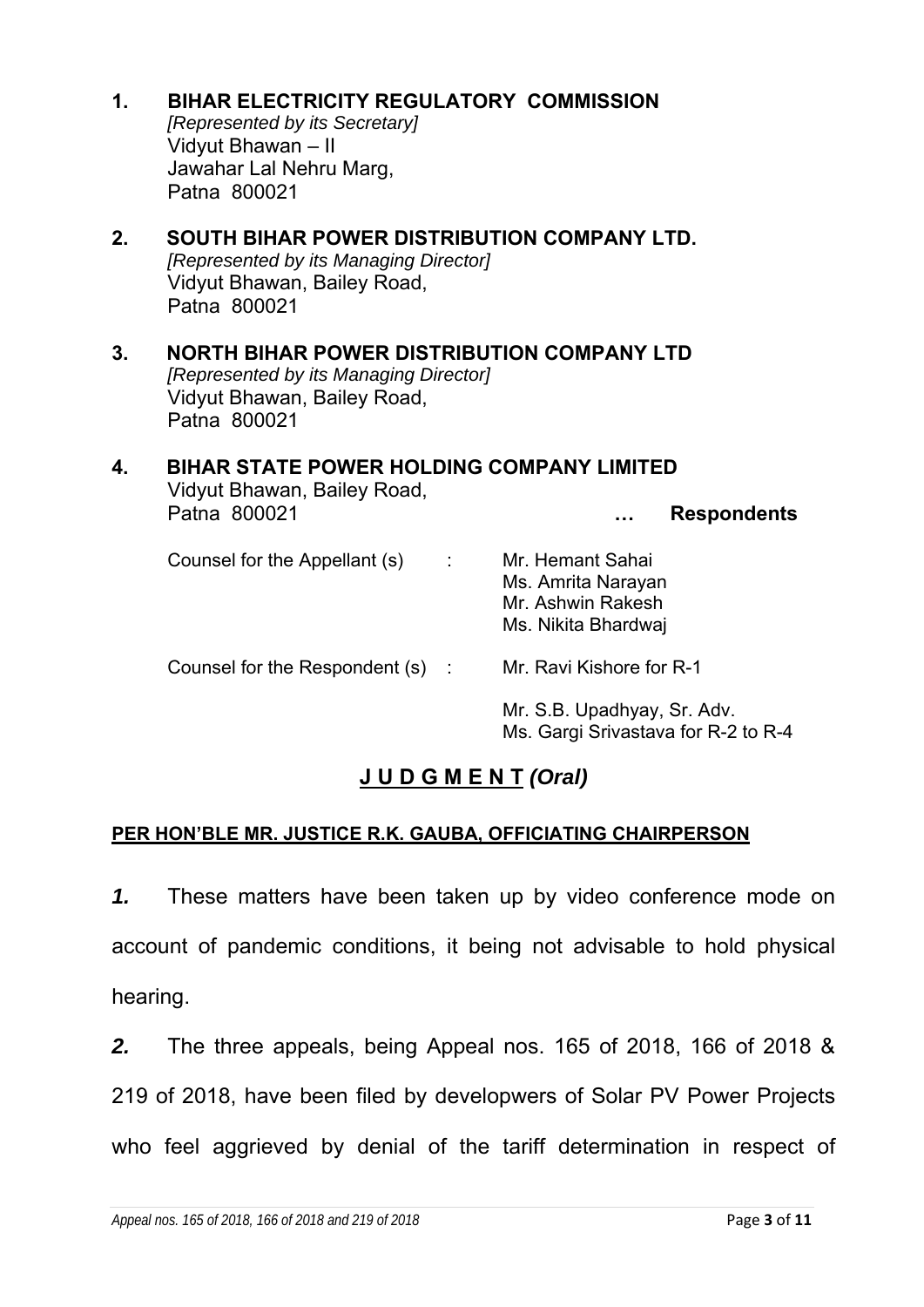1. **BIHAR ELECTRICITY REGULATORY COMMISSION**
   *[Represented by its Secretary]*
   Vidyut Bhawan – II
   Jawahar Lal Nehru Marg,
   Patna 800021

2. **SOUTH BIHAR POWER DISTRIBUTION COMPANY LTD.**
   *[Represented by its Managing Director]*
   Vidyut Bhawan, Bailey Road,
   Patna 800021

3. **NORTH BIHAR POWER DISTRIBUTION COMPANY LTD**
   *[Represented by its Managing Director]*
   Vidyut Bhawan, Bailey Road,
   Patna 800021

4. **BIHAR STATE POWER HOLDING COMPANY LIMITED**
   Vidyut Bhawan, Bailey Road,
   Patna 800021 **… Respondents**

Counsel for the Appellant (s) : Mr. Hemant Sahai
Ms. Amrita Narayan
Mr. Ashwin Rakesh
Ms. Nikita Bhardwaj

Counsel for the Respondent (s) : Mr. Ravi Kishore for R-1

Mr. S.B. Upadhyay, Sr. Adv.
Ms. Gargi Srivastava for R-2 to R-4

## J U D G M E N T *(Oral)*

**PER HON'BLE MR. JUSTICE R.K. GAUBA, OFFICIATING CHAIRPERSON**

***1.*** These matters have been taken up by video conference mode on account of pandemic conditions, it being not advisable to hold physical hearing.

***2.*** The three appeals, being Appeal nos. 165 of 2018, 166 of 2018 & 219 of 2018, have been filed by developwers of Solar PV Power Projects who feel aggrieved by denial of the tariff determination in respect of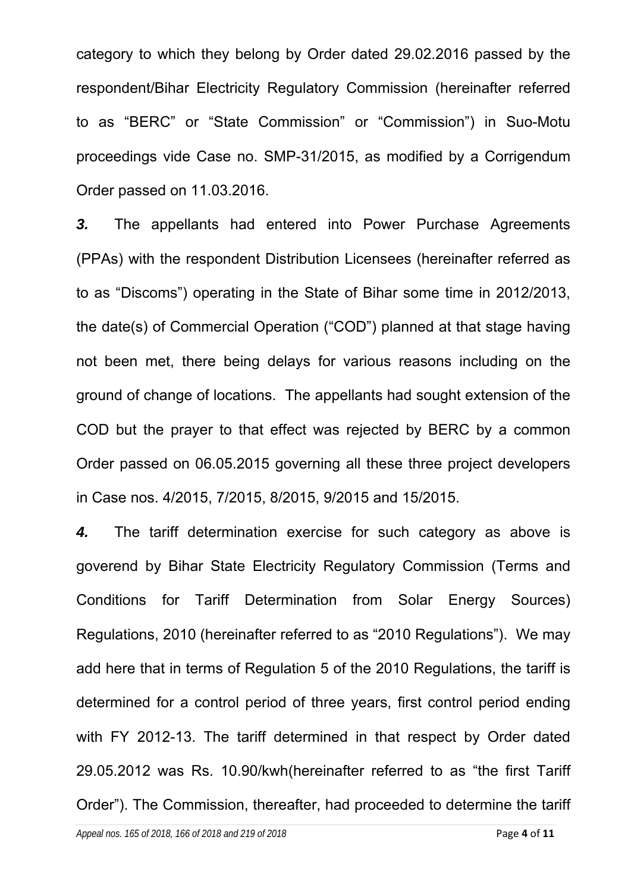category to which they belong by Order dated 29.02.2016 passed by the respondent/Bihar Electricity Regulatory Commission (hereinafter referred to as "BERC" or "State Commission" or "Commission") in Suo-Motu proceedings vide Case no. SMP-31/2015, as modified by a Corrigendum Order passed on 11.03.2016.

***3.*** The appellants had entered into Power Purchase Agreements (PPAs) with the respondent Distribution Licensees (hereinafter referred as to as "Discoms") operating in the State of Bihar some time in 2012/2013, the date(s) of Commercial Operation ("COD") planned at that stage having not been met, there being delays for various reasons including on the ground of change of locations. The appellants had sought extension of the COD but the prayer to that effect was rejected by BERC by a common Order passed on 06.05.2015 governing all these three project developers in Case nos. 4/2015, 7/2015, 8/2015, 9/2015 and 15/2015.

***4.*** The tariff determination exercise for such category as above is goverend by Bihar State Electricity Regulatory Commission (Terms and Conditions for Tariff Determination from Solar Energy Sources) Regulations, 2010 (hereinafter referred to as "2010 Regulations"). We may add here that in terms of Regulation 5 of the 2010 Regulations, the tariff is determined for a control period of three years, first control period ending with FY 2012-13. The tariff determined in that respect by Order dated 29.05.2012 was Rs. 10.90/kwh(hereinafter referred to as "the first Tariff Order"). The Commission, thereafter, had proceeded to determine the tariff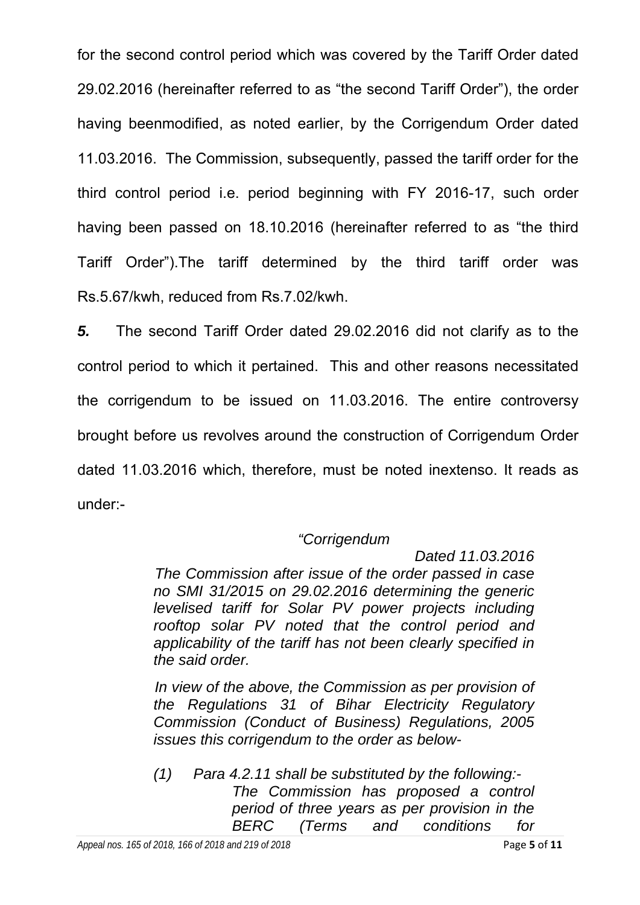for the second control period which was covered by the Tariff Order dated 29.02.2016 (hereinafter referred to as "the second Tariff Order"), the order having beenmodified, as noted earlier, by the Corrigendum Order dated 11.03.2016. The Commission, subsequently, passed the tariff order for the third control period i.e. period beginning with FY 2016-17, such order having been passed on 18.10.2016 (hereinafter referred to as "the third Tariff Order").The tariff determined by the third tariff order was Rs.5.67/kwh, reduced from Rs.7.02/kwh.

***5.*** The second Tariff Order dated 29.02.2016 did not clarify as to the control period to which it pertained. This and other reasons necessitated the corrigendum to be issued on 11.03.2016. The entire controversy brought before us revolves around the construction of Corrigendum Order dated 11.03.2016 which, therefore, must be noted inextenso. It reads as under:-

> *"Corrigendum*
>
> *Dated 11.03.2016*
>
> *The Commission after issue of the order passed in case no SMI 31/2015 on 29.02.2016 determining the generic levelised tariff for Solar PV power projects including rooftop solar PV noted that the control period and applicability of the tariff has not been clearly specified in the said order.*
>
> *In view of the above, the Commission as per provision of the Regulations 31 of Bihar Electricity Regulatory Commission (Conduct of Business) Regulations, 2005 issues this corrigendum to the order as below-*
>
> *(1) Para 4.2.11 shall be substituted by the following:-*
> *The Commission has proposed a control period of three years as per provision in the BERC (Terms and conditions for*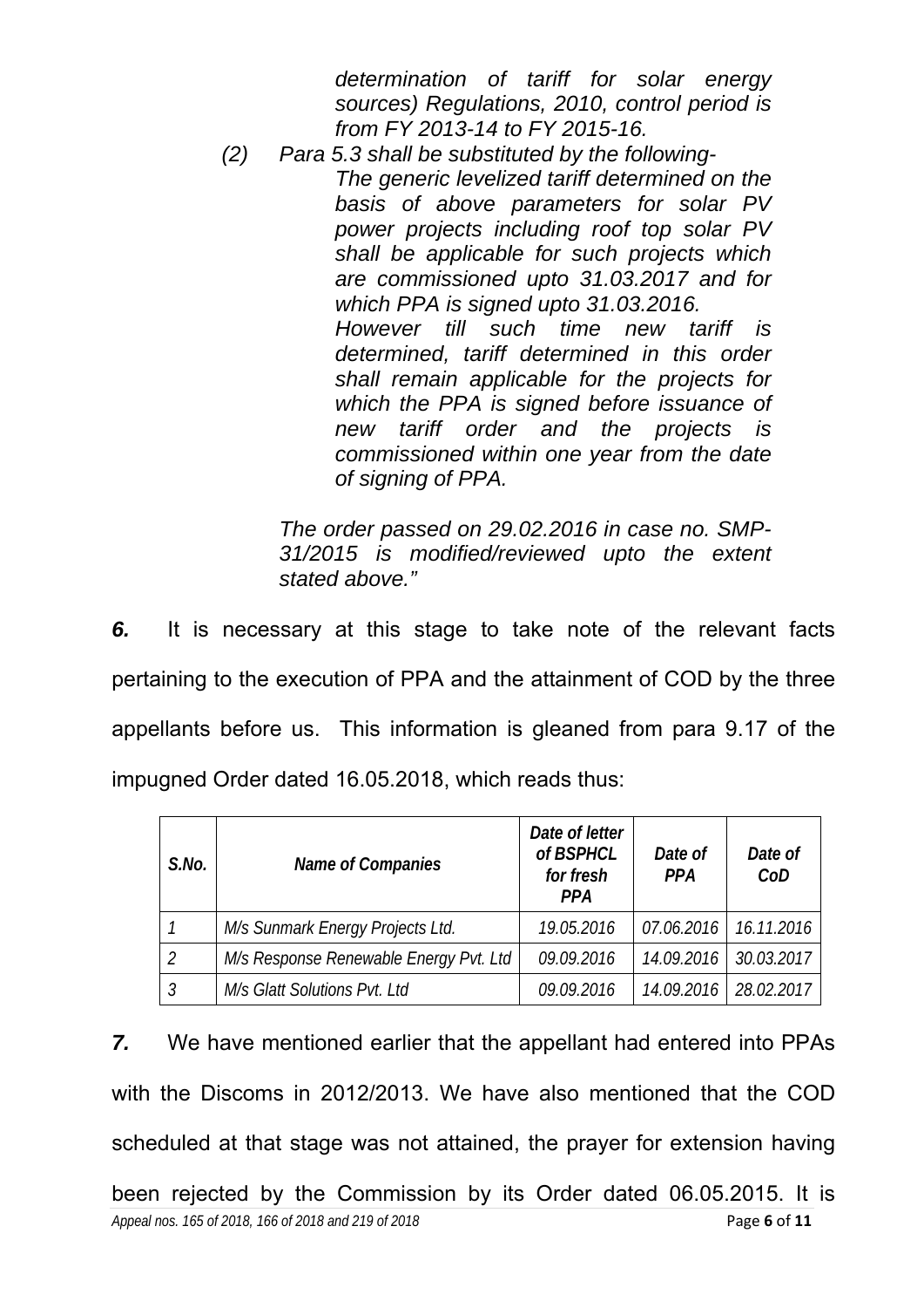*determination of tariff for solar energy sources) Regulations, 2010, control period is from FY 2013-14 to FY 2015-16.*

*(2) Para 5.3 shall be substituted by the following-*

*The generic levelized tariff determined on the basis of above parameters for solar PV power projects including roof top solar PV shall be applicable for such projects which are commissioned upto 31.03.2017 and for which PPA is signed upto 31.03.2016.*

*However till such time new tariff is determined, tariff determined in this order shall remain applicable for the projects for which the PPA is signed before issuance of new tariff order and the projects is commissioned within one year from the date of signing of PPA.*

*The order passed on 29.02.2016 in case no. SMP-31/2015 is modified/reviewed upto the extent stated above."*

***6.*** It is necessary at this stage to take note of the relevant facts pertaining to the execution of PPA and the attainment of COD by the three appellants before us. This information is gleaned from para 9.17 of the impugned Order dated 16.05.2018, which reads thus:

| *S.No.* | *Name of Companies* | *Date of letter of BSPHCL for fresh PPA* | *Date of PPA* | *Date of CoD* |
|---|---|---|---|---|
| *1* | *M/s Sunmark Energy Projects Ltd.* | *19.05.2016* | *07.06.2016* | *16.11.2016* |
| *2* | *M/s Response Renewable Energy Pvt. Ltd* | *09.09.2016* | *14.09.2016* | *30.03.2017* |
| *3* | *M/s Glatt Solutions Pvt. Ltd* | *09.09.2016* | *14.09.2016* | *28.02.2017* |

***7.*** We have mentioned earlier that the appellant had entered into PPAs with the Discoms in 2012/2013. We have also mentioned that the COD scheduled at that stage was not attained, the prayer for extension having been rejected by the Commission by its Order dated 06.05.2015. It is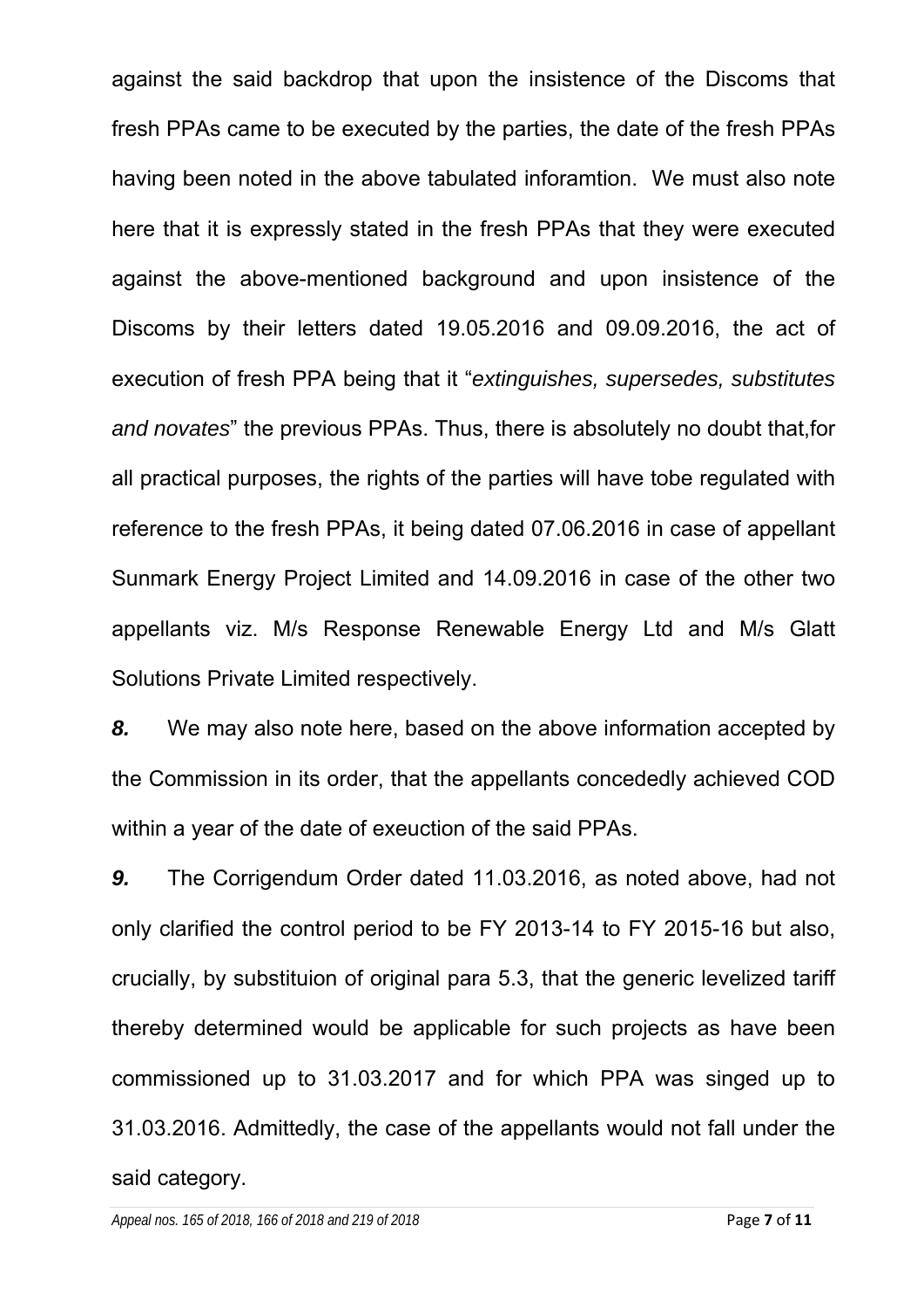against the said backdrop that upon the insistence of the Discoms that fresh PPAs came to be executed by the parties, the date of the fresh PPAs having been noted in the above tabulated inforamtion. We must also note here that it is expressly stated in the fresh PPAs that they were executed against the above-mentioned background and upon insistence of the Discoms by their letters dated 19.05.2016 and 09.09.2016, the act of execution of fresh PPA being that it "*extinguishes, supersedes, substitutes and novates*" the previous PPAs. Thus, there is absolutely no doubt that,for all practical purposes, the rights of the parties will have tobe regulated with reference to the fresh PPAs, it being dated 07.06.2016 in case of appellant Sunmark Energy Project Limited and 14.09.2016 in case of the other two appellants viz. M/s Response Renewable Energy Ltd and M/s Glatt Solutions Private Limited respectively.

***8.*** We may also note here, based on the above information accepted by the Commission in its order, that the appellants concededly achieved COD within a year of the date of exeuction of the said PPAs.

***9.*** The Corrigendum Order dated 11.03.2016, as noted above, had not only clarified the control period to be FY 2013-14 to FY 2015-16 but also, crucially, by substituion of original para 5.3, that the generic levelized tariff thereby determined would be applicable for such projects as have been commissioned up to 31.03.2017 and for which PPA was singed up to 31.03.2016. Admittedly, the case of the appellants would not fall under the said category.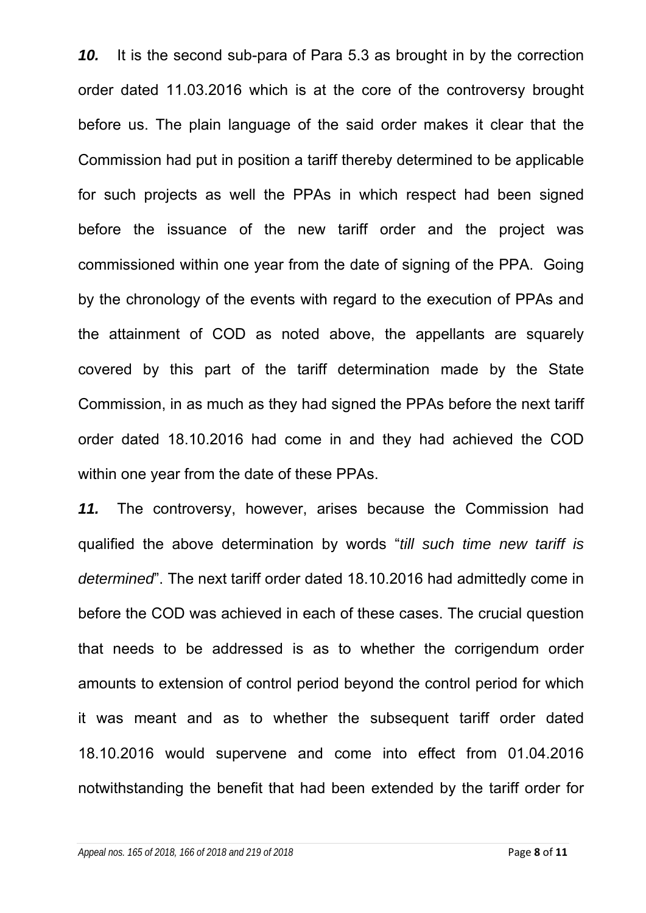***10.*** It is the second sub-para of Para 5.3 as brought in by the correction order dated 11.03.2016 which is at the core of the controversy brought before us. The plain language of the said order makes it clear that the Commission had put in position a tariff thereby determined to be applicable for such projects as well the PPAs in which respect had been signed before the issuance of the new tariff order and the project was commissioned within one year from the date of signing of the PPA. Going by the chronology of the events with regard to the execution of PPAs and the attainment of COD as noted above, the appellants are squarely covered by this part of the tariff determination made by the State Commission, in as much as they had signed the PPAs before the next tariff order dated 18.10.2016 had come in and they had achieved the COD within one year from the date of these PPAs.

***11.*** The controversy, however, arises because the Commission had qualified the above determination by words "*till such time new tariff is determined*". The next tariff order dated 18.10.2016 had admittedly come in before the COD was achieved in each of these cases. The crucial question that needs to be addressed is as to whether the corrigendum order amounts to extension of control period beyond the control period for which it was meant and as to whether the subsequent tariff order dated 18.10.2016 would supervene and come into effect from 01.04.2016 notwithstanding the benefit that had been extended by the tariff order for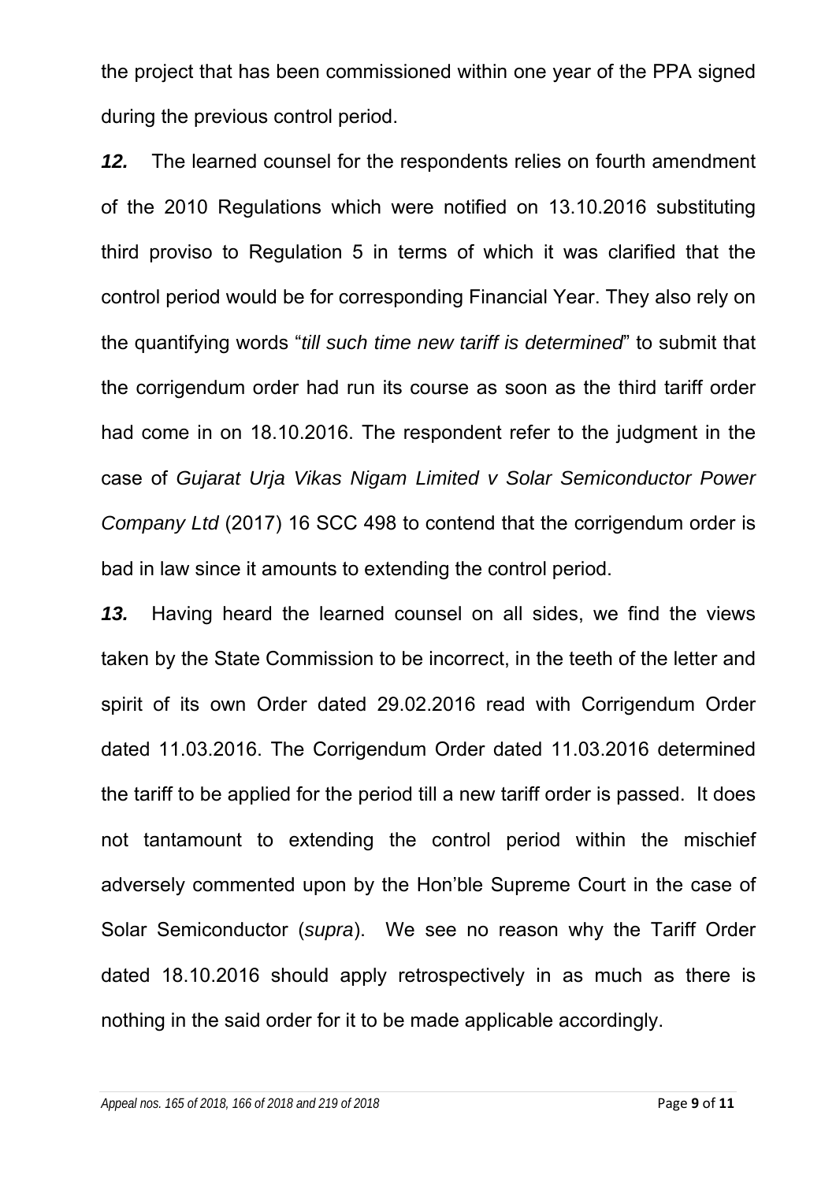the project that has been commissioned within one year of the PPA signed during the previous control period.

***12.*** The learned counsel for the respondents relies on fourth amendment of the 2010 Regulations which were notified on 13.10.2016 substituting third proviso to Regulation 5 in terms of which it was clarified that the control period would be for corresponding Financial Year. They also rely on the quantifying words "*till such time new tariff is determined*" to submit that the corrigendum order had run its course as soon as the third tariff order had come in on 18.10.2016. The respondent refer to the judgment in the case of *Gujarat Urja Vikas Nigam Limited v Solar Semiconductor Power Company Ltd* (2017) 16 SCC 498 to contend that the corrigendum order is bad in law since it amounts to extending the control period.

***13.*** Having heard the learned counsel on all sides, we find the views taken by the State Commission to be incorrect, in the teeth of the letter and spirit of its own Order dated 29.02.2016 read with Corrigendum Order dated 11.03.2016. The Corrigendum Order dated 11.03.2016 determined the tariff to be applied for the period till a new tariff order is passed. It does not tantamount to extending the control period within the mischief adversely commented upon by the Hon'ble Supreme Court in the case of Solar Semiconductor (*supra*). We see no reason why the Tariff Order dated 18.10.2016 should apply retrospectively in as much as there is nothing in the said order for it to be made applicable accordingly.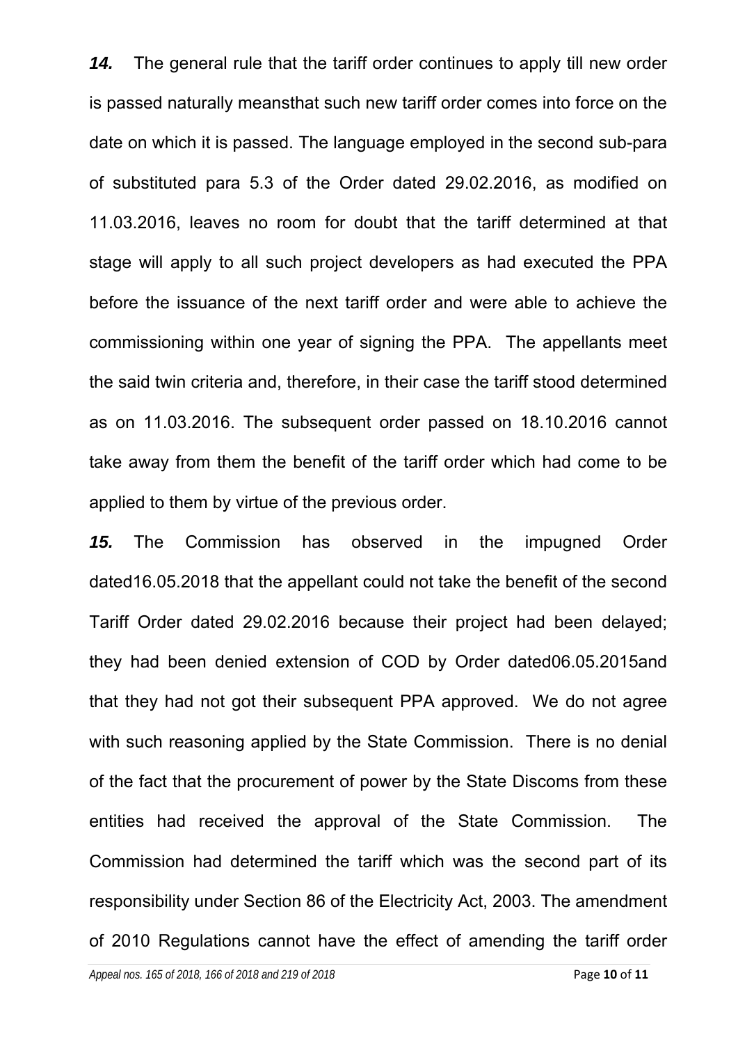***14.*** The general rule that the tariff order continues to apply till new order is passed naturally meansthat such new tariff order comes into force on the date on which it is passed. The language employed in the second sub-para of substituted para 5.3 of the Order dated 29.02.2016, as modified on 11.03.2016, leaves no room for doubt that the tariff determined at that stage will apply to all such project developers as had executed the PPA before the issuance of the next tariff order and were able to achieve the commissioning within one year of signing the PPA. The appellants meet the said twin criteria and, therefore, in their case the tariff stood determined as on 11.03.2016. The subsequent order passed on 18.10.2016 cannot take away from them the benefit of the tariff order which had come to be applied to them by virtue of the previous order.

***15.*** The Commission has observed in the impugned Order dated16.05.2018 that the appellant could not take the benefit of the second Tariff Order dated 29.02.2016 because their project had been delayed; they had been denied extension of COD by Order dated06.05.2015and that they had not got their subsequent PPA approved. We do not agree with such reasoning applied by the State Commission. There is no denial of the fact that the procurement of power by the State Discoms from these entities had received the approval of the State Commission. The Commission had determined the tariff which was the second part of its responsibility under Section 86 of the Electricity Act, 2003. The amendment of 2010 Regulations cannot have the effect of amending the tariff order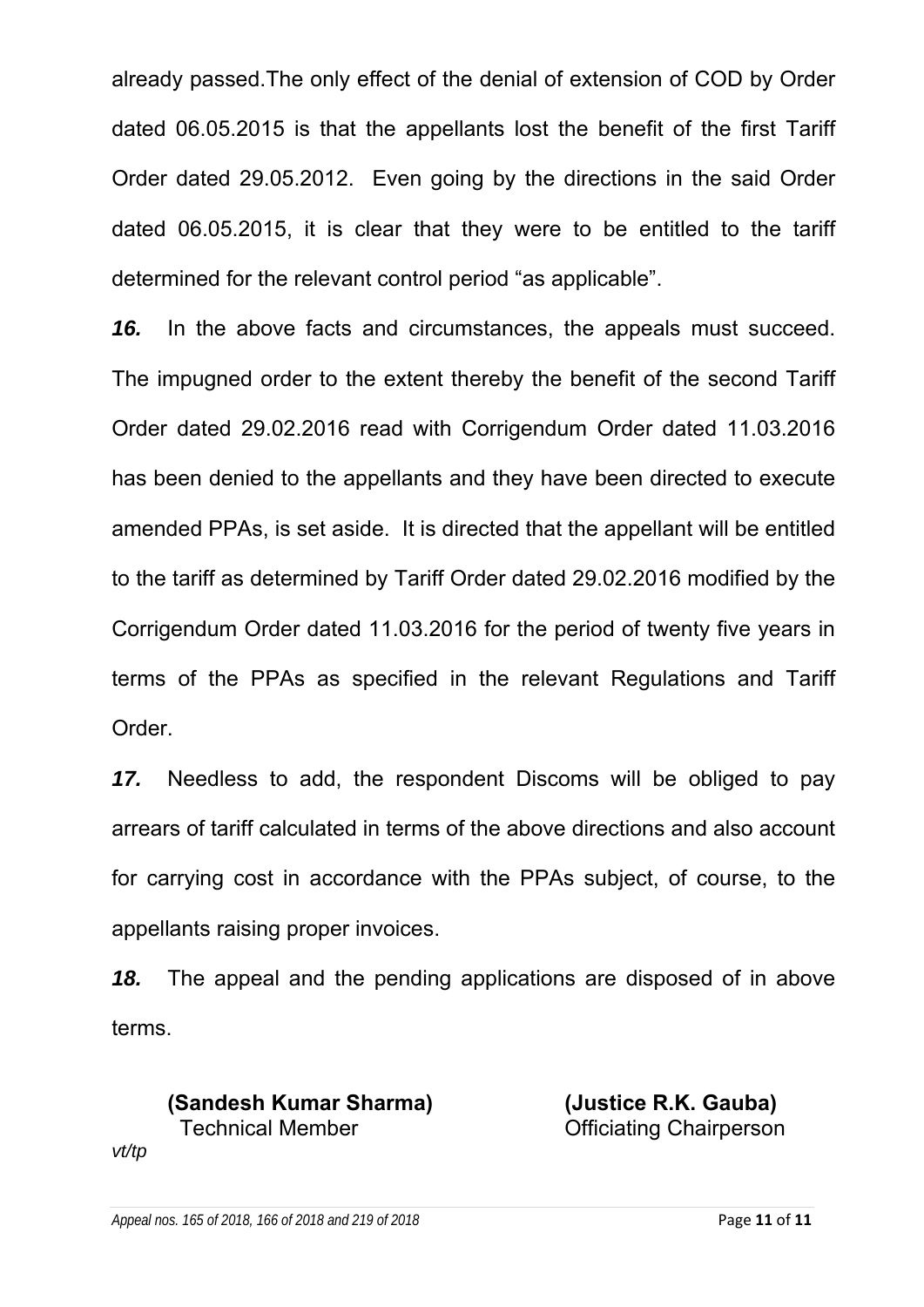already passed.The only effect of the denial of extension of COD by Order dated 06.05.2015 is that the appellants lost the benefit of the first Tariff Order dated 29.05.2012. Even going by the directions in the said Order dated 06.05.2015, it is clear that they were to be entitled to the tariff determined for the relevant control period "as applicable".

***16.*** In the above facts and circumstances, the appeals must succeed. The impugned order to the extent thereby the benefit of the second Tariff Order dated 29.02.2016 read with Corrigendum Order dated 11.03.2016 has been denied to the appellants and they have been directed to execute amended PPAs, is set aside. It is directed that the appellant will be entitled to the tariff as determined by Tariff Order dated 29.02.2016 modified by the Corrigendum Order dated 11.03.2016 for the period of twenty five years in terms of the PPAs as specified in the relevant Regulations and Tariff Order.

***17.*** Needless to add, the respondent Discoms will be obliged to pay arrears of tariff calculated in terms of the above directions and also account for carrying cost in accordance with the PPAs subject, of course, to the appellants raising proper invoices.

***18.*** The appeal and the pending applications are disposed of in above terms.

**(Sandesh Kumar Sharma)**
Technical Member

**(Justice R.K. Gauba)**
Officiating Chairperson

*vt/tp*